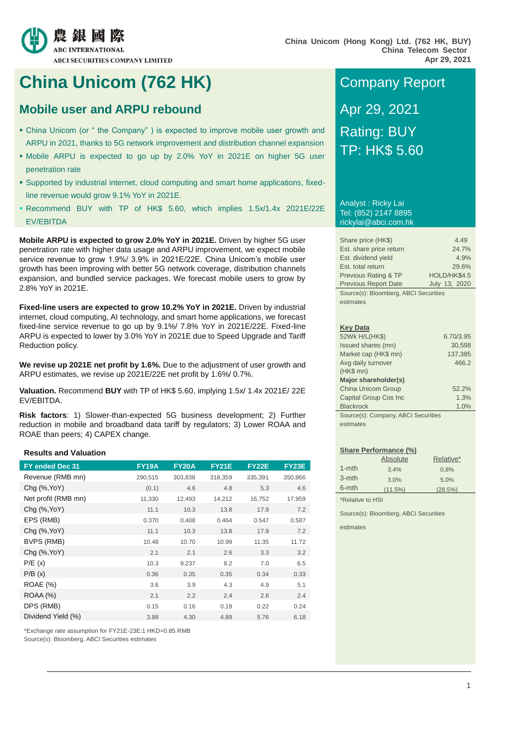農銀國際
ABC INTERNATIONAL
ABCI SECURITIES COMPANY LIMITED

China Unicom (Hong Kong) Ltd. (762 HK, BUY)
China Telecom Sector
Apr 29, 2021

# China Unicom (762 HK)

## Mobile user and ARPU rebound

- China Unicom (or " the Company" ) is expected to improve mobile user growth and ARPU in 2021, thanks to 5G network improvement and distribution channel expansion
- Mobile ARPU is expected to go up by 2.0% YoY in 2021E on higher 5G user penetration rate
- Supported by industrial internet, cloud computing and smart home applications, fixed-line revenue would grow 9.1% YoY in 2021E.
- Recommend BUY with TP of HK$ 5.60, which implies 1.5x/1.4x 2021E/22E EV/EBITDA

**Mobile ARPU is expected to grow 2.0% YoY in 2021E.** Driven by higher 5G user penetration rate with higher data usage and ARPU improvement, we expect mobile service revenue to grow 1.9%/ 3.9% in 2021E/22E. China Unicom's mobile user growth has been improving with better 5G network coverage, distribution channels expansion, and bundled service packages. We forecast mobile users to grow by 2.8% YoY in 2021E.

**Fixed-line users are expected to grow 10.2% YoY in 2021E.** Driven by industrial internet, cloud computing, AI technology, and smart home applications, we forecast fixed-line service revenue to go up by 9.1%/ 7.8% YoY in 2021E/22E. Fixed-line ARPU is expected to lower by 3.0% YoY in 2021E due to Speed Upgrade and Tariff Reduction policy.

**We revise up 2021E net profit by 1.6%.** Due to the adjustment of user growth and ARPU estimates, we revise up 2021E/22E net profit by 1.6%/ 0.7%.

**Valuation.** Recommend **BUY** with TP of HK$ 5.60, implying 1.5x/ 1.4x 2021E/ 22E EV/EBITDA.

**Risk factors**: 1) Slower-than-expected 5G business development; 2) Further reduction in mobile and broadband data tariff by regulators; 3) Lower ROAA and ROAE than peers; 4) CAPEX change.

### Results and Valuation

| FY ended Dec 31 | FY19A | FY20A | FY21E | FY22E | FY23E |
|---|---|---|---|---|---|
| Revenue (RMB mn) | 290,515 | 303,838 | 318,359 | 335,391 | 350,866 |
| Chg (%,YoY) | (0.1) | 4.6 | 4.8 | 5.3 | 4.6 |
| Net profit (RMB mn) | 11,330 | 12,493 | 14,212 | 16,752 | 17,959 |
| Chg (%,YoY) | 11.1 | 10.3 | 13.8 | 17.9 | 7.2 |
| EPS (RMB) | 0.370 | 0.408 | 0.464 | 0.547 | 0.587 |
| Chg (%,YoY) | 11.1 | 10.3 | 13.8 | 17.9 | 7.2 |
| BVPS (RMB) | 10.48 | 10.70 | 10.99 | 11.35 | 11.72 |
| Chg (%,YoY) | 2.1 | 2.1 | 2.6 | 3.3 | 3.2 |
| P/E (x) | 10.3 | 9.237 | 8.2 | 7.0 | 6.5 |
| P/B (x) | 0.36 | 0.35 | 0.35 | 0.34 | 0.33 |
| ROAE (%) | 3.6 | 3.9 | 4.3 | 4.9 | 5.1 |
| ROAA (%) | 2.1 | 2.2 | 2.4 | 2.6 | 2.4 |
| DPS (RMB) | 0.15 | 0.16 | 0.19 | 0.22 | 0.24 |
| Dividend Yield (%) | 3.88 | 4.30 | 4.89 | 5.76 | 6.18 |

*Exchange rate assumption for FY21E-23E:1 HKD=0.85 RMB
Source(s): Bloomberg, ABCI Securities estimates

## Company Report

Apr 29, 2021

Rating: BUY

TP: HK$ 5.60

Analyst : Ricky Lai
Tel: (852) 2147 8895
rickylai@abci.com.hk

| | |
|---|---|
| Share price (HK$) | 4.49 |
| Est. share price return | 24.7% |
| Est. dividend yield | 4.9% |
| Est. total return | 29.6% |
| Previous Rating & TP | HOLD/HK$4.5 |
| Previous Report Date | July 13, 2020 |

Source(s): Bloomberg, ABCI Securities estimates

**Key Data**

| | |
|---|---|
| 52Wk H/L(HK$) | 6.70/3.95 |
| Issued shares (mn) | 30,598 |
| Market cap (HK$ mn) | 137,385 |
| Avg daily turnover (HK$ mn) | 466.2 |
| **Major shareholder(s)** | |
| China Unicom Group | 52.2% |
| Capital Group Cos Inc | 1.3% |
| Blackrock | 1.0% |

Source(s): Company, ABCI Securities estimates

**Share Performance (%)**

| | Absolute | Relative* |
|---|---|---|
| 1-mth | 3.4% | 0.8% |
| 3-mth | 3.0% | 5.0% |
| 6-mth | (11.5%) | (28.5%) |

*Relative to HSI

Source(s): Bloomberg, ABCI Securities estimates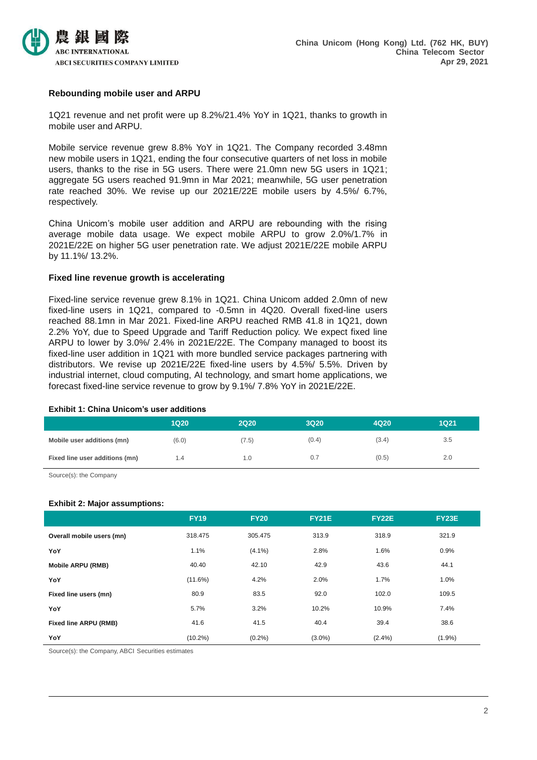### Rebounding mobile user and ARPU

1Q21 revenue and net profit were up 8.2%/21.4% YoY in 1Q21, thanks to growth in mobile user and ARPU.

Mobile service revenue grew 8.8% YoY in 1Q21. The Company recorded 3.48mn new mobile users in 1Q21, ending the four consecutive quarters of net loss in mobile users, thanks to the rise in 5G users. There were 21.0mn new 5G users in 1Q21; aggregate 5G users reached 91.9mn in Mar 2021; meanwhile, 5G user penetration rate reached 30%. We revise up our 2021E/22E mobile users by 4.5%/ 6.7%, respectively.

China Unicom's mobile user addition and ARPU are rebounding with the rising average mobile data usage. We expect mobile ARPU to grow 2.0%/1.7% in 2021E/22E on higher 5G user penetration rate. We adjust 2021E/22E mobile ARPU by 11.1%/ 13.2%.

### Fixed line revenue growth is accelerating

Fixed-line service revenue grew 8.1% in 1Q21. China Unicom added 2.0mn of new fixed-line users in 1Q21, compared to -0.5mn in 4Q20. Overall fixed-line users reached 88.1mn in Mar 2021. Fixed-line ARPU reached RMB 41.8 in 1Q21, down 2.2% YoY, due to Speed Upgrade and Tariff Reduction policy. We expect fixed line ARPU to lower by 3.0%/ 2.4% in 2021E/22E. The Company managed to boost its fixed-line user addition in 1Q21 with more bundled service packages partnering with distributors. We revise up 2021E/22E fixed-line users by 4.5%/ 5.5%. Driven by industrial internet, cloud computing, AI technology, and smart home applications, we forecast fixed-line service revenue to grow by 9.1%/ 7.8% YoY in 2021E/22E.

**Exhibit 1: China Unicom's user additions**

| | 1Q20 | 2Q20 | 3Q20 | 4Q20 | 1Q21 |
|---|---|---|---|---|---|
| **Mobile user additions (mn)** | (6.0) | (7.5) | (0.4) | (3.4) | 3.5 |
| **Fixed line user additions (mn)** | 1.4 | 1.0 | 0.7 | (0.5) | 2.0 |

Source(s): the Company

**Exhibit 2: Major assumptions:**

| | FY19 | FY20 | FY21E | FY22E | FY23E |
|---|---|---|---|---|---|
| **Overall mobile users (mn)** | 318.475 | 305.475 | 313.9 | 318.9 | 321.9 |
| **YoY** | 1.1% | (4.1%) | 2.8% | 1.6% | 0.9% |
| **Mobile ARPU (RMB)** | 40.40 | 42.10 | 42.9 | 43.6 | 44.1 |
| **YoY** | (11.6%) | 4.2% | 2.0% | 1.7% | 1.0% |
| **Fixed line users (mn)** | 80.9 | 83.5 | 92.0 | 102.0 | 109.5 |
| **YoY** | 5.7% | 3.2% | 10.2% | 10.9% | 7.4% |
| **Fixed line ARPU (RMB)** | 41.6 | 41.5 | 40.4 | 39.4 | 38.6 |
| **YoY** | (10.2%) | (0.2%) | (3.0%) | (2.4%) | (1.9%) |

Source(s): the Company, ABCI Securities estimates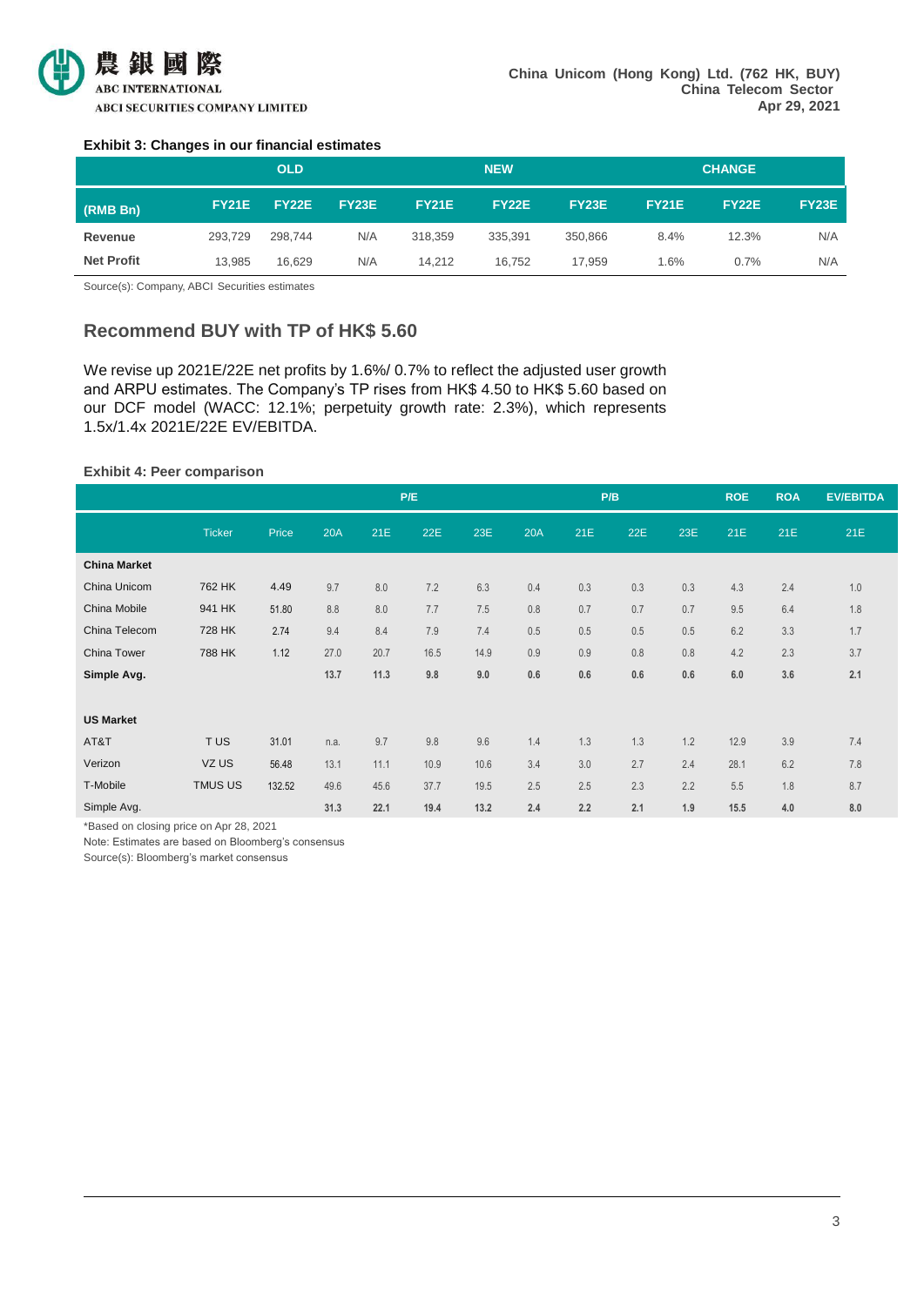**Exhibit 3: Changes in our financial estimates**

| (RMB Bn) | OLD | | | NEW | | | CHANGE | | |
|---|---|---|---|---|---|---|---|---|---|
| | FY21E | FY22E | FY23E | FY21E | FY22E | FY23E | FY21E | FY22E | FY23E |
| **Revenue** | 293,729 | 298,744 | N/A | 318,359 | 335,391 | 350,866 | 8.4% | 12.3% | N/A |
| **Net Profit** | 13,985 | 16,629 | N/A | 14,212 | 16,752 | 17,959 | 1.6% | 0.7% | N/A |

Source(s): Company, ABCI Securities estimates

## Recommend BUY with TP of HK$ 5.60

We revise up 2021E/22E net profits by 1.6%/ 0.7% to reflect the adjusted user growth and ARPU estimates. The Company's TP rises from HK$ 4.50 to HK$ 5.60 based on our DCF model (WACC: 12.1%; perpetuity growth rate: 2.3%), which represents 1.5x/1.4x 2021E/22E EV/EBITDA.

**Exhibit 4: Peer comparison**

| | | | P/E | | | | P/B | | | | ROE | ROA | EV/EBITDA |
|---|---|---|---|---|---|---|---|---|---|---|---|---|---|
| | Ticker | Price | 20A | 21E | 22E | 23E | 20A | 21E | 22E | 23E | 21E | 21E | 21E |
| **China Market** | | | | | | | | | | | | | |
| China Unicom | 762 HK | 4.49 | 9.7 | 8.0 | 7.2 | 6.3 | 0.4 | 0.3 | 0.3 | 0.3 | 4.3 | 2.4 | 1.0 |
| China Mobile | 941 HK | 51.80 | 8.8 | 8.0 | 7.7 | 7.5 | 0.8 | 0.7 | 0.7 | 0.7 | 9.5 | 6.4 | 1.8 |
| China Telecom | 728 HK | 2.74 | 9.4 | 8.4 | 7.9 | 7.4 | 0.5 | 0.5 | 0.5 | 0.5 | 6.2 | 3.3 | 1.7 |
| China Tower | 788 HK | 1.12 | 27.0 | 20.7 | 16.5 | 14.9 | 0.9 | 0.9 | 0.8 | 0.8 | 4.2 | 2.3 | 3.7 |
| **Simple Avg.** | | | **13.7** | **11.3** | **9.8** | **9.0** | **0.6** | **0.6** | **0.6** | **0.6** | **6.0** | **3.6** | **2.1** |
| | | | | | | | | | | | | | |
| **US Market** | | | | | | | | | | | | | |
| AT&T | T US | 31.01 | n.a. | 9.7 | 9.8 | 9.6 | 1.4 | 1.3 | 1.3 | 1.2 | 12.9 | 3.9 | 7.4 |
| Verizon | VZ US | 56.48 | 13.1 | 11.1 | 10.9 | 10.6 | 3.4 | 3.0 | 2.7 | 2.4 | 28.1 | 6.2 | 7.8 |
| T-Mobile | TMUS US | 132.52 | 49.6 | 45.6 | 37.7 | 19.5 | 2.5 | 2.5 | 2.3 | 2.2 | 5.5 | 1.8 | 8.7 |
| Simple Avg. | | | **31.3** | **22.1** | **19.4** | **13.2** | **2.4** | **2.2** | **2.1** | **1.9** | **15.5** | **4.0** | **8.0** |

*Based on closing price on Apr 28, 2021

Note: Estimates are based on Bloomberg's consensus

Source(s): Bloomberg's market consensus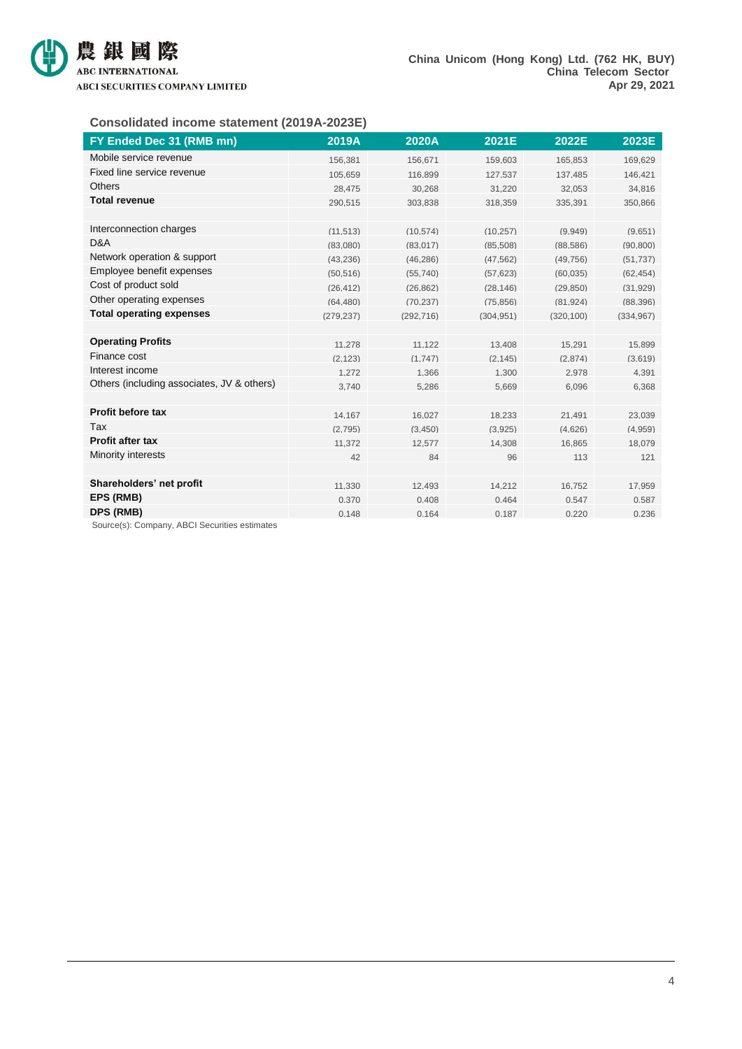## Consolidated income statement (2019A-2023E)

| FY Ended Dec 31 (RMB mn) | 2019A | 2020A | 2021E | 2022E | 2023E |
|---|---|---|---|---|---|
| Mobile service revenue | 156,381 | 156,671 | 159,603 | 165,853 | 169,629 |
| Fixed line service revenue | 105,659 | 116,899 | 127,537 | 137,485 | 146,421 |
| Others | 28,475 | 30,268 | 31,220 | 32,053 | 34,816 |
| **Total revenue** | 290,515 | 303,838 | 318,359 | 335,391 | 350,866 |
| | | | | | |
| Interconnection charges | (11,513) | (10,574) | (10,257) | (9,949) | (9,651) |
| D&A | (83,080) | (83,017) | (85,508) | (88,586) | (90,800) |
| Network operation & support | (43,236) | (46,286) | (47,562) | (49,756) | (51,737) |
| Employee benefit expenses | (50,516) | (55,740) | (57,623) | (60,035) | (62,454) |
| Cost of product sold | (26,412) | (26,862) | (28,146) | (29,850) | (31,929) |
| Other operating expenses | (64,480) | (70,237) | (75,856) | (81,924) | (88,396) |
| **Total operating expenses** | (279,237) | (292,716) | (304,951) | (320,100) | (334,967) |
| | | | | | |
| **Operating Profits** | 11,278 | 11,122 | 13,408 | 15,291 | 15,899 |
| Finance cost | (2,123) | (1,747) | (2,145) | (2,874) | (3,619) |
| Interest income | 1,272 | 1,366 | 1,300 | 2,978 | 4,391 |
| Others (including associates, JV & others) | 3,740 | 5,286 | 5,669 | 6,096 | 6,368 |
| | | | | | |
| **Profit before tax** | 14,167 | 16,027 | 18,233 | 21,491 | 23,039 |
| Tax | (2,795) | (3,450) | (3,925) | (4,626) | (4,959) |
| **Profit after tax** | 11,372 | 12,577 | 14,308 | 16,865 | 18,079 |
| Minority interests | 42 | 84 | 96 | 113 | 121 |
| | | | | | |
| **Shareholders' net profit** | 11,330 | 12,493 | 14,212 | 16,752 | 17,959 |
| **EPS (RMB)** | 0.370 | 0.408 | 0.464 | 0.547 | 0.587 |
| **DPS (RMB)** | 0.148 | 0.164 | 0.187 | 0.220 | 0.236 |

Source(s): Company, ABCI Securities estimates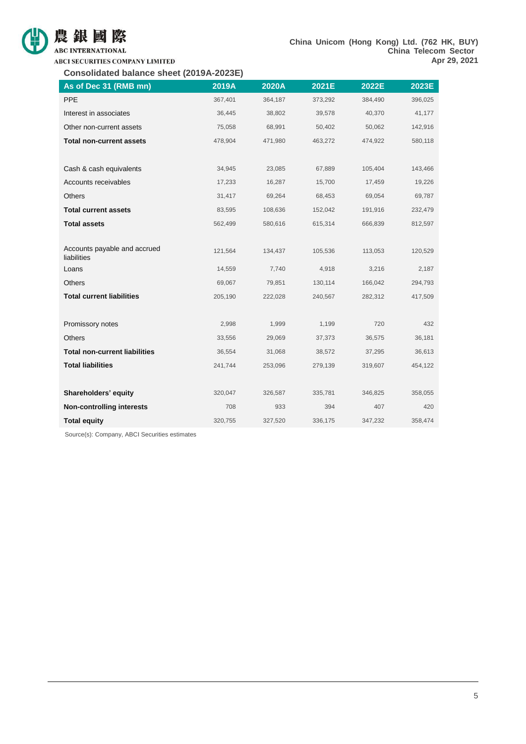**Consolidated balance sheet (2019A-2023E)**

| As of Dec 31 (RMB mn) | 2019A | 2020A | 2021E | 2022E | 2023E |
|---|---|---|---|---|---|
| PPE | 367,401 | 364,187 | 373,292 | 384,490 | 396,025 |
| Interest in associates | 36,445 | 38,802 | 39,578 | 40,370 | 41,177 |
| Other non-current assets | 75,058 | 68,991 | 50,402 | 50,062 | 142,916 |
| **Total non-current assets** | 478,904 | 471,980 | 463,272 | 474,922 | 580,118 |
| | | | | | |
| Cash & cash equivalents | 34,945 | 23,085 | 67,889 | 105,404 | 143,466 |
| Accounts receivables | 17,233 | 16,287 | 15,700 | 17,459 | 19,226 |
| Others | 31,417 | 69,264 | 68,453 | 69,054 | 69,787 |
| **Total current assets** | 83,595 | 108,636 | 152,042 | 191,916 | 232,479 |
| **Total assets** | 562,499 | 580,616 | 615,314 | 666,839 | 812,597 |
| | | | | | |
| Accounts payable and accrued liabilities | 121,564 | 134,437 | 105,536 | 113,053 | 120,529 |
| Loans | 14,559 | 7,740 | 4,918 | 3,216 | 2,187 |
| Others | 69,067 | 79,851 | 130,114 | 166,042 | 294,793 |
| **Total current liabilities** | 205,190 | 222,028 | 240,567 | 282,312 | 417,509 |
| | | | | | |
| Promissory notes | 2,998 | 1,999 | 1,199 | 720 | 432 |
| Others | 33,556 | 29,069 | 37,373 | 36,575 | 36,181 |
| **Total non-current liabilities** | 36,554 | 31,068 | 38,572 | 37,295 | 36,613 |
| **Total liabilities** | 241,744 | 253,096 | 279,139 | 319,607 | 454,122 |
| | | | | | |
| **Shareholders' equity** | 320,047 | 326,587 | 335,781 | 346,825 | 358,055 |
| **Non-controlling interests** | 708 | 933 | 394 | 407 | 420 |
| **Total equity** | 320,755 | 327,520 | 336,175 | 347,232 | 358,474 |

Source(s): Company, ABCI Securities estimates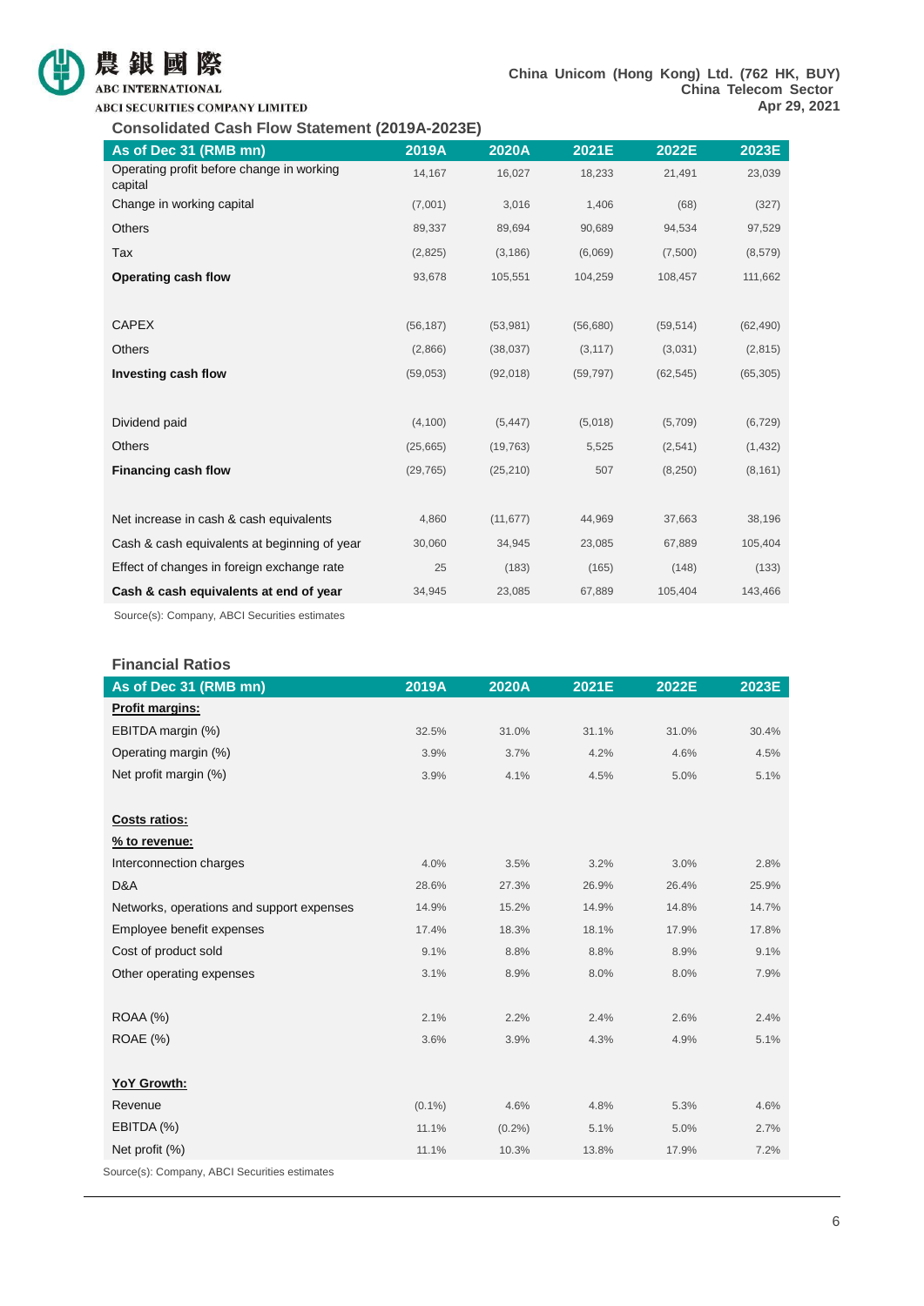### Consolidated Cash Flow Statement (2019A-2023E)

| As of Dec 31 (RMB mn) | 2019A | 2020A | 2021E | 2022E | 2023E |
|---|---|---|---|---|---|
| Operating profit before change in working capital | 14,167 | 16,027 | 18,233 | 21,491 | 23,039 |
| Change in working capital | (7,001) | 3,016 | 1,406 | (68) | (327) |
| Others | 89,337 | 89,694 | 90,689 | 94,534 | 97,529 |
| Tax | (2,825) | (3,186) | (6,069) | (7,500) | (8,579) |
| **Operating cash flow** | 93,678 | 105,551 | 104,259 | 108,457 | 111,662 |
| | | | | | |
| CAPEX | (56,187) | (53,981) | (56,680) | (59,514) | (62,490) |
| Others | (2,866) | (38,037) | (3,117) | (3,031) | (2,815) |
| **Investing cash flow** | (59,053) | (92,018) | (59,797) | (62,545) | (65,305) |
| | | | | | |
| Dividend paid | (4,100) | (5,447) | (5,018) | (5,709) | (6,729) |
| Others | (25,665) | (19,763) | 5,525 | (2,541) | (1,432) |
| **Financing cash flow** | (29,765) | (25,210) | 507 | (8,250) | (8,161) |
| | | | | | |
| Net increase in cash & cash equivalents | 4,860 | (11,677) | 44,969 | 37,663 | 38,196 |
| Cash & cash equivalents at beginning of year | 30,060 | 34,945 | 23,085 | 67,889 | 105,404 |
| Effect of changes in foreign exchange rate | 25 | (183) | (165) | (148) | (133) |
| **Cash & cash equivalents at end of year** | 34,945 | 23,085 | 67,889 | 105,404 | 143,466 |

Source(s): Company, ABCI Securities estimates

### Financial Ratios

| As of Dec 31 (RMB mn) | 2019A | 2020A | 2021E | 2022E | 2023E |
|---|---|---|---|---|---|
| **Profit margins:** | | | | | |
| EBITDA margin (%) | 32.5% | 31.0% | 31.1% | 31.0% | 30.4% |
| Operating margin (%) | 3.9% | 3.7% | 4.2% | 4.6% | 4.5% |
| Net profit margin (%) | 3.9% | 4.1% | 4.5% | 5.0% | 5.1% |
| | | | | | |
| **Costs ratios:** | | | | | |
| **% to revenue:** | | | | | |
| Interconnection charges | 4.0% | 3.5% | 3.2% | 3.0% | 2.8% |
| D&A | 28.6% | 27.3% | 26.9% | 26.4% | 25.9% |
| Networks, operations and support expenses | 14.9% | 15.2% | 14.9% | 14.8% | 14.7% |
| Employee benefit expenses | 17.4% | 18.3% | 18.1% | 17.9% | 17.8% |
| Cost of product sold | 9.1% | 8.8% | 8.8% | 8.9% | 9.1% |
| Other operating expenses | 3.1% | 8.9% | 8.0% | 8.0% | 7.9% |
| | | | | | |
| ROAA (%) | 2.1% | 2.2% | 2.4% | 2.6% | 2.4% |
| ROAE (%) | 3.6% | 3.9% | 4.3% | 4.9% | 5.1% |
| | | | | | |
| **YoY Growth:** | | | | | |
| Revenue | (0.1%) | 4.6% | 4.8% | 5.3% | 4.6% |
| EBITDA (%) | 11.1% | (0.2%) | 5.1% | 5.0% | 2.7% |
| Net profit (%) | 11.1% | 10.3% | 13.8% | 17.9% | 7.2% |

Source(s): Company, ABCI Securities estimates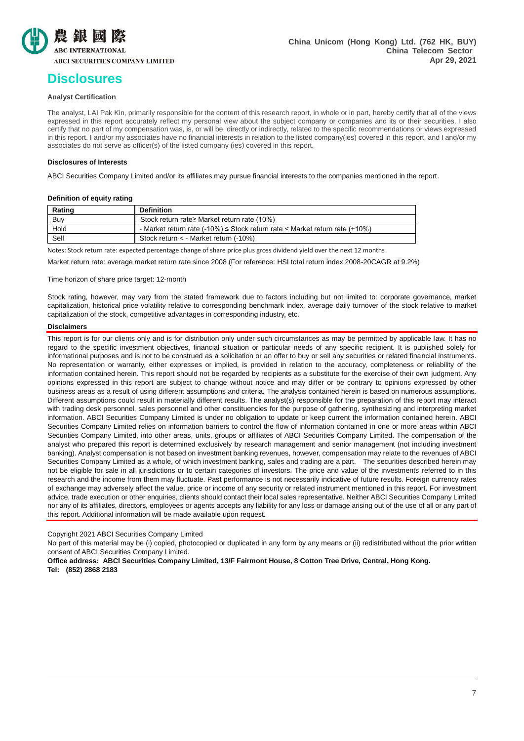# Disclosures

### Analyst Certification

The analyst, LAI Pak Kin, primarily responsible for the content of this research report, in whole or in part, hereby certify that all of the views expressed in this report accurately reflect my personal view about the subject company or companies and its or their securities. I also certify that no part of my compensation was, is, or will be, directly or indirectly, related to the specific recommendations or views expressed in this report. I and/or my associates have no financial interests in relation to the listed company(ies) covered in this report, and I and/or my associates do not serve as officer(s) of the listed company (ies) covered in this report.

### Disclosures of Interests

ABCI Securities Company Limited and/or its affiliates may pursue financial interests to the companies mentioned in the report.

### Definition of equity rating

| Rating | Definition |
|---|---|
| Buy | Stock return rate≥ Market return rate (10%) |
| Hold | - Market return rate (-10%) ≤ Stock return rate < Market return rate (+10%) |
| Sell | Stock return < - Market return (-10%) |

Notes: Stock return rate: expected percentage change of share price plus gross dividend yield over the next 12 months

Market return rate: average market return rate since 2008 (For reference: HSI total return index 2008-20CAGR at 9.2%)

Time horizon of share price target: 12-month

Stock rating, however, may vary from the stated framework due to factors including but not limited to: corporate governance, market capitalization, historical price volatility relative to corresponding benchmark index, average daily turnover of the stock relative to market capitalization of the stock, competitive advantages in corresponding industry, etc.

### Disclaimers

This report is for our clients only and is for distribution only under such circumstances as may be permitted by applicable law. It has no regard to the specific investment objectives, financial situation or particular needs of any specific recipient. It is published solely for informational purposes and is not to be construed as a solicitation or an offer to buy or sell any securities or related financial instruments. No representation or warranty, either expresses or implied, is provided in relation to the accuracy, completeness or reliability of the information contained herein. This report should not be regarded by recipients as a substitute for the exercise of their own judgment. Any opinions expressed in this report are subject to change without notice and may differ or be contrary to opinions expressed by other business areas as a result of using different assumptions and criteria. The analysis contained herein is based on numerous assumptions. Different assumptions could result in materially different results. The analyst(s) responsible for the preparation of this report may interact with trading desk personnel, sales personnel and other constituencies for the purpose of gathering, synthesizing and interpreting market information. ABCI Securities Company Limited is under no obligation to update or keep current the information contained herein. ABCI Securities Company Limited relies on information barriers to control the flow of information contained in one or more areas within ABCI Securities Company Limited, into other areas, units, groups or affiliates of ABCI Securities Company Limited. The compensation of the analyst who prepared this report is determined exclusively by research management and senior management (not including investment banking). Analyst compensation is not based on investment banking revenues, however, compensation may relate to the revenues of ABCI Securities Company Limited as a whole, of which investment banking, sales and trading are a part. The securities described herein may not be eligible for sale in all jurisdictions or to certain categories of investors. The price and value of the investments referred to in this research and the income from them may fluctuate. Past performance is not necessarily indicative of future results. Foreign currency rates of exchange may adversely affect the value, price or income of any security or related instrument mentioned in this report. For investment advice, trade execution or other enquiries, clients should contact their local sales representative. Neither ABCI Securities Company Limited nor any of its affiliates, directors, employees or agents accepts any liability for any loss or damage arising out of the use of all or any part of this report. Additional information will be made available upon request.

Copyright 2021 ABCI Securities Company Limited

No part of this material may be (i) copied, photocopied or duplicated in any form by any means or (ii) redistributed without the prior written consent of ABCI Securities Company Limited.

**Office address: ABCI Securities Company Limited, 13/F Fairmont House, 8 Cotton Tree Drive, Central, Hong Kong.**
**Tel: (852) 2868 2183**